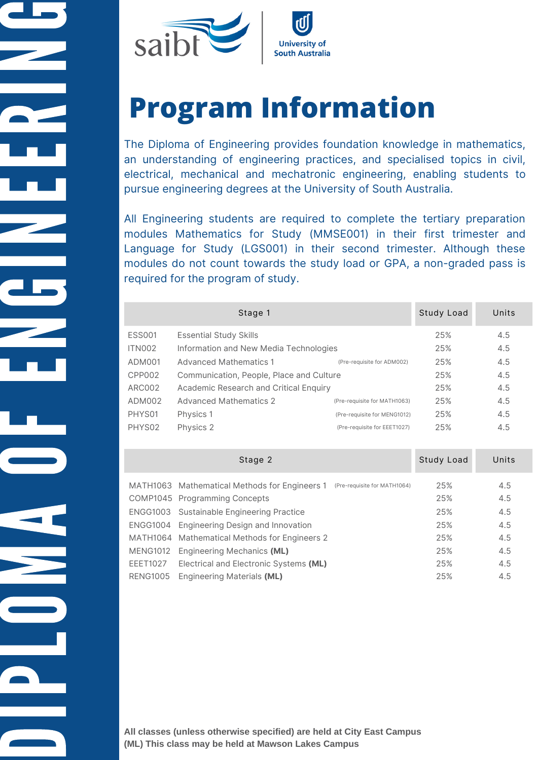DIPLOMA OF ENGINEERING

saibt | University of South Australia

# Program Information

The Diploma of Engineering provides foundation knowledge in mathematics, an understanding of engineering practices, and specialised topics in civil, electrical, mechanical and mechatronic engineering, enabling students to pursue engineering degrees at the University of South Australia.

All Engineering students are required to complete the tertiary preparation modules Mathematics for Study (MMSE001) in their first trimester and Language for Study (LGS001) in their second trimester. Although these modules do not count towards the study load or GPA, a non-graded pass is required for the program of study.

| Stage 1 | | | Study Load | Units |
|---|---|---|---|---|
| ESS001 | Essential Study Skills | | 25% | 4.5 |
| ITN002 | Information and New Media Technologies | | 25% | 4.5 |
| ADM001 | Advanced Mathematics 1 | (Pre-requisite for ADM002) | 25% | 4.5 |
| CPP002 | Communication, People, Place and Culture | | 25% | 4.5 |
| ARC002 | Academic Research and Critical Enquiry | | 25% | 4.5 |
| ADM002 | Advanced Mathematics 2 | (Pre-requisite for MATH1063) | 25% | 4.5 |
| PHYS01 | Physics 1 | (Pre-requisite for MENG1012) | 25% | 4.5 |
| PHYS02 | Physics 2 | (Pre-requisite for EEET1027) | 25% | 4.5 |

| Stage 2 | | | Study Load | Units |
|---|---|---|---|---|
| MATH1063 | Mathematical Methods for Engineers 1 | (Pre-requisite for MATH1064) | 25% | 4.5 |
| COMP1045 | Programming Concepts | | 25% | 4.5 |
| ENGG1003 | Sustainable Engineering Practice | | 25% | 4.5 |
| ENGG1004 | Engineering Design and Innovation | | 25% | 4.5 |
| MATH1064 | Mathematical Methods for Engineers 2 | | 25% | 4.5 |
| MENG1012 | Engineering Mechanics **(ML)** | | 25% | 4.5 |
| EEET1027 | Electrical and Electronic Systems **(ML)** | | 25% | 4.5 |
| RENG1005 | Engineering Materials **(ML)** | | 25% | 4.5 |

**All classes (unless otherwise specified) are held at City East Campus**
**(ML) This class may be held at Mawson Lakes Campus**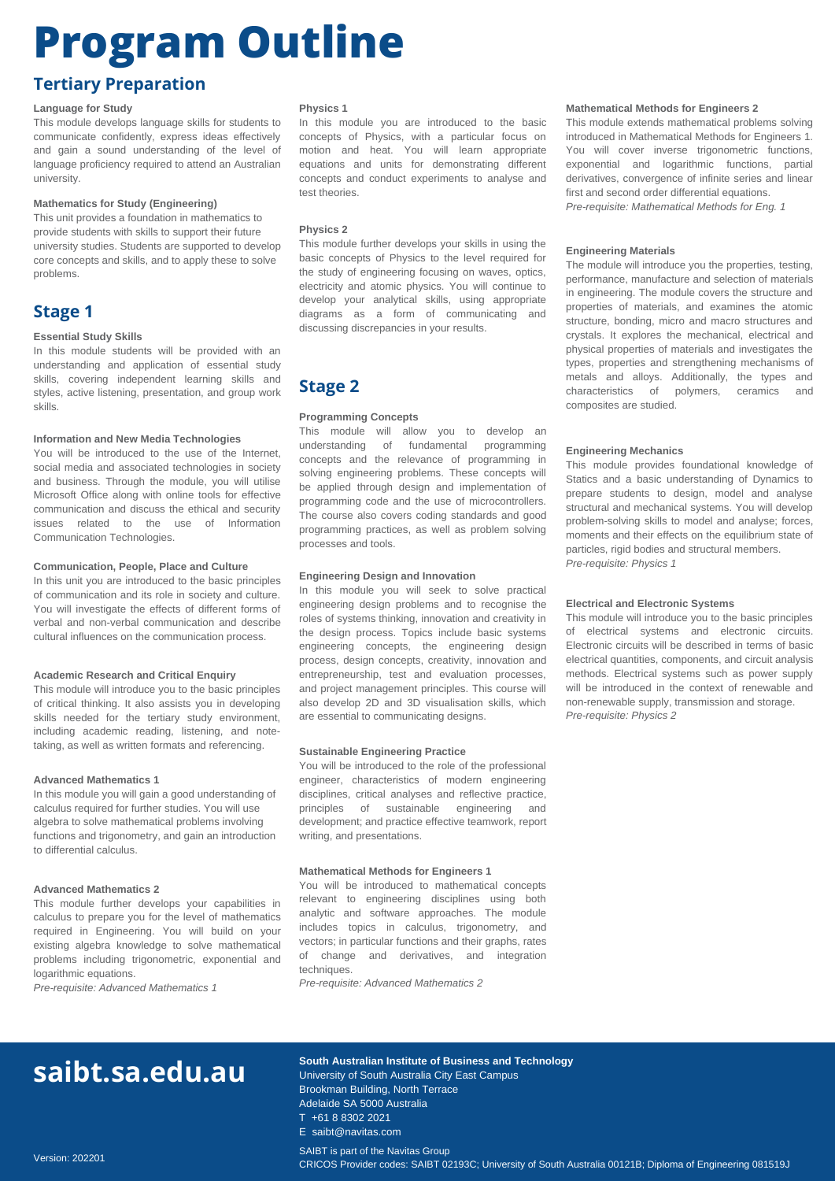# Program Outline

## Tertiary Preparation

### Language for Study

This module develops language skills for students to communicate confidently, express ideas effectively and gain a sound understanding of the level of language proficiency required to attend an Australian university.

### Mathematics for Study (Engineering)

This unit provides a foundation in mathematics to provide students with skills to support their future university studies. Students are supported to develop core concepts and skills, and to apply these to solve problems.

## Stage 1

### Essential Study Skills

In this module students will be provided with an understanding and application of essential study skills, covering independent learning skills and styles, active listening, presentation, and group work skills.

### Information and New Media Technologies

You will be introduced to the use of the Internet, social media and associated technologies in society and business. Through the module, you will utilise Microsoft Office along with online tools for effective communication and discuss the ethical and security issues related to the use of Information Communication Technologies.

### Communication, People, Place and Culture

In this unit you are introduced to the basic principles of communication and its role in society and culture. You will investigate the effects of different forms of verbal and non-verbal communication and describe cultural influences on the communication process.

### Academic Research and Critical Enquiry

This module will introduce you to the basic principles of critical thinking. It also assists you in developing skills needed for the tertiary study environment, including academic reading, listening, and note-taking, as well as written formats and referencing.

### Advanced Mathematics 1

In this module you will gain a good understanding of calculus required for further studies. You will use algebra to solve mathematical problems involving functions and trigonometry, and gain an introduction to differential calculus.

### Advanced Mathematics 2

This module further develops your capabilities in calculus to prepare you for the level of mathematics required in Engineering. You will build on your existing algebra knowledge to solve mathematical problems including trigonometric, exponential and logarithmic equations.

*Pre-requisite: Advanced Mathematics 1*

### Physics 1

In this module you are introduced to the basic concepts of Physics, with a particular focus on motion and heat. You will learn appropriate equations and units for demonstrating different concepts and conduct experiments to analyse and test theories.

### Physics 2

This module further develops your skills in using the basic concepts of Physics to the level required for the study of engineering focusing on waves, optics, electricity and atomic physics. You will continue to develop your analytical skills, using appropriate diagrams as a form of communicating and discussing discrepancies in your results.

## Stage 2

### Programming Concepts

This module will allow you to develop an understanding of fundamental programming concepts and the relevance of programming in solving engineering problems. These concepts will be applied through design and implementation of programming code and the use of microcontrollers. The course also covers coding standards and good programming practices, as well as problem solving processes and tools.

### Engineering Design and Innovation

In this module you will seek to solve practical engineering design problems and to recognise the roles of systems thinking, innovation and creativity in the design process. Topics include basic systems engineering concepts, the engineering design process, design concepts, creativity, innovation and entrepreneurship, test and evaluation processes, and project management principles. This course will also develop 2D and 3D visualisation skills, which are essential to communicating designs.

### Sustainable Engineering Practice

You will be introduced to the role of the professional engineer, characteristics of modern engineering disciplines, critical analyses and reflective practice, principles of sustainable engineering and development; and practice effective teamwork, report writing, and presentations.

### Mathematical Methods for Engineers 1

You will be introduced to mathematical concepts relevant to engineering disciplines using both analytic and software approaches. The module includes topics in calculus, trigonometry, and vectors; in particular functions and their graphs, rates of change and derivatives, and integration techniques.

*Pre-requisite: Advanced Mathematics 2*

### Mathematical Methods for Engineers 2

This module extends mathematical problems solving introduced in Mathematical Methods for Engineers 1. You will cover inverse trigonometric functions, exponential and logarithmic functions, partial derivatives, convergence of infinite series and linear first and second order differential equations.

*Pre-requisite: Mathematical Methods for Eng. 1*

### Engineering Materials

The module will introduce you the properties, testing, performance, manufacture and selection of materials in engineering. The module covers the structure and properties of materials, and examines the atomic structure, bonding, micro and macro structures and crystals. It explores the mechanical, electrical and physical properties of materials and investigates the types, properties and strengthening mechanisms of metals and alloys. Additionally, the types and characteristics of polymers, ceramics and composites are studied.

### Engineering Mechanics

This module provides foundational knowledge of Statics and a basic understanding of Dynamics to prepare students to design, model and analyse structural and mechanical systems. You will develop problem-solving skills to model and analyse; forces, moments and their effects on the equilibrium state of particles, rigid bodies and structural members.

*Pre-requisite: Physics 1*

### Electrical and Electronic Systems

This module will introduce you to the basic principles of electrical systems and electronic circuits. Electronic circuits will be described in terms of basic electrical quantities, components, and circuit analysis methods. Electrical systems such as power supply will be introduced in the context of renewable and non-renewable supply, transmission and storage.

*Pre-requisite: Physics 2*

**saibt.sa.edu.au**

**South Australian Institute of Business and Technology**
University of South Australia City East Campus
Brookman Building, North Terrace
Adelaide SA 5000 Australia
T +61 8 8302 2021
E saibt@navitas.com

SAIBT is part of the Navitas Group
CRICOS Provider codes: SAIBT 02193C; University of South Australia 00121B; Diploma of Engineering 081519J

Version: 202201